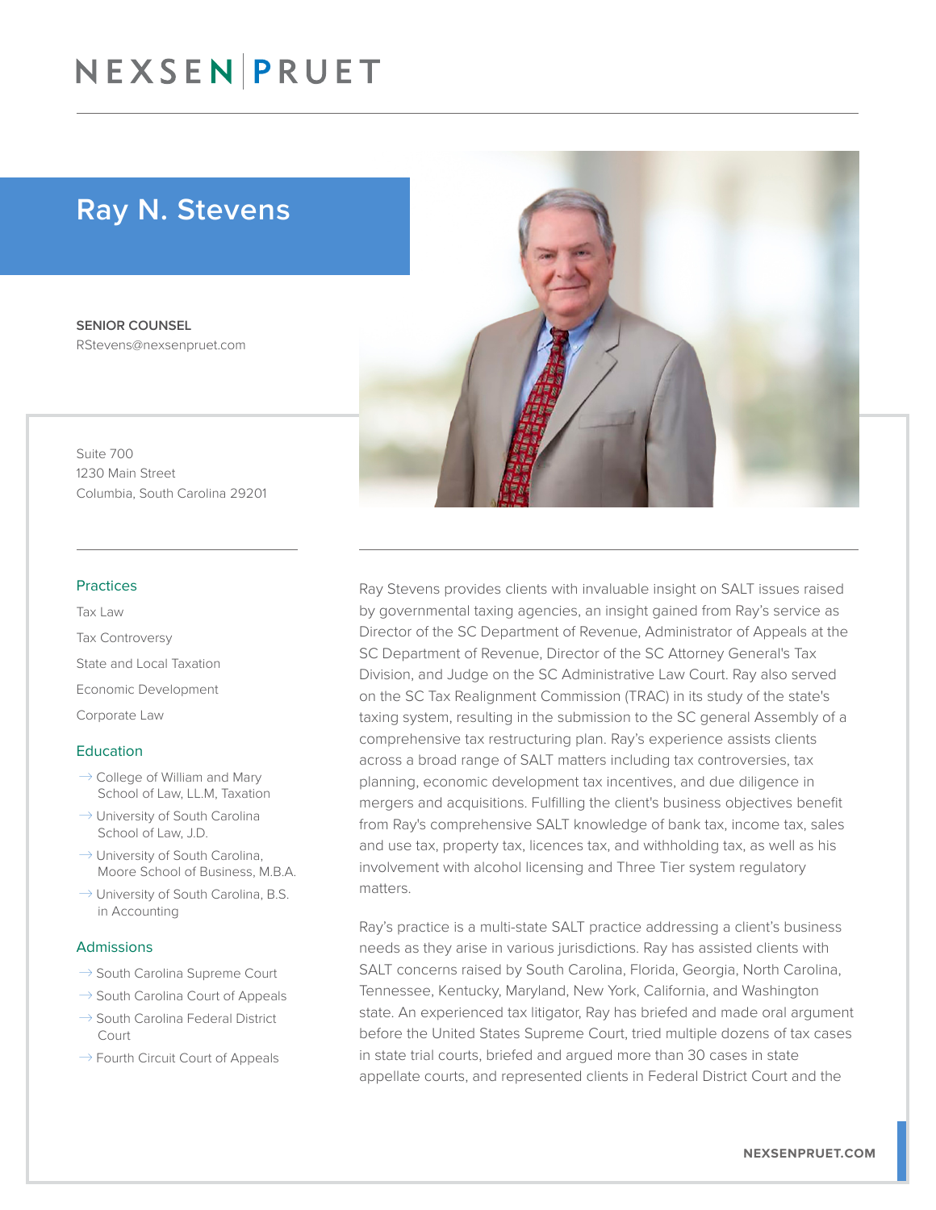# NEXSEN PRUET

## Ray N. Stevens

**SENIOR COUNSEL**
RStevens@nexsenpruet.com

Suite 700
1230 Main Street
Columbia, South Carolina 29201

### Practices

Tax Law

Tax Controversy

State and Local Taxation

Economic Development

Corporate Law

### Education

- College of William and Mary School of Law, LL.M, Taxation
- University of South Carolina School of Law, J.D.
- University of South Carolina, Moore School of Business, M.B.A.
- University of South Carolina, B.S. in Accounting

### Admissions

- South Carolina Supreme Court
- South Carolina Court of Appeals
- South Carolina Federal District Court
- Fourth Circuit Court of Appeals

Ray Stevens provides clients with invaluable insight on SALT issues raised by governmental taxing agencies, an insight gained from Ray's service as Director of the SC Department of Revenue, Administrator of Appeals at the SC Department of Revenue, Director of the SC Attorney General's Tax Division, and Judge on the SC Administrative Law Court. Ray also served on the SC Tax Realignment Commission (TRAC) in its study of the state's taxing system, resulting in the submission to the SC general Assembly of a comprehensive tax restructuring plan. Ray's experience assists clients across a broad range of SALT matters including tax controversies, tax planning, economic development tax incentives, and due diligence in mergers and acquisitions. Fulfilling the client's business objectives benefit from Ray's comprehensive SALT knowledge of bank tax, income tax, sales and use tax, property tax, licences tax, and withholding tax, as well as his involvement with alcohol licensing and Three Tier system regulatory matters.

Ray's practice is a multi-state SALT practice addressing a client's business needs as they arise in various jurisdictions. Ray has assisted clients with SALT concerns raised by South Carolina, Florida, Georgia, North Carolina, Tennessee, Kentucky, Maryland, New York, California, and Washington state. An experienced tax litigator, Ray has briefed and made oral argument before the United States Supreme Court, tried multiple dozens of tax cases in state trial courts, briefed and argued more than 30 cases in state appellate courts, and represented clients in Federal District Court and the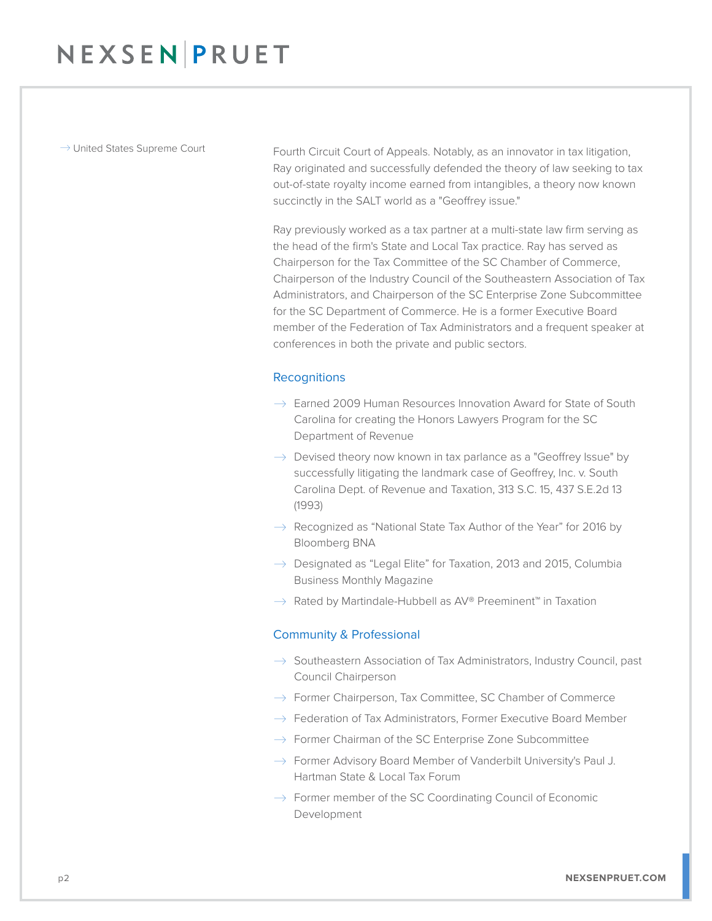- United States Supreme Court

Fourth Circuit Court of Appeals. Notably, as an innovator in tax litigation, Ray originated and successfully defended the theory of law seeking to tax out-of-state royalty income earned from intangibles, a theory now known succinctly in the SALT world as a "Geoffrey issue."

Ray previously worked as a tax partner at a multi-state law firm serving as the head of the firm's State and Local Tax practice. Ray has served as Chairperson for the Tax Committee of the SC Chamber of Commerce, Chairperson of the Industry Council of the Southeastern Association of Tax Administrators, and Chairperson of the SC Enterprise Zone Subcommittee for the SC Department of Commerce. He is a former Executive Board member of the Federation of Tax Administrators and a frequent speaker at conferences in both the private and public sectors.

## Recognitions

- Earned 2009 Human Resources Innovation Award for State of South Carolina for creating the Honors Lawyers Program for the SC Department of Revenue
- Devised theory now known in tax parlance as a "Geoffrey Issue" by successfully litigating the landmark case of Geoffrey, Inc. v. South Carolina Dept. of Revenue and Taxation, 313 S.C. 15, 437 S.E.2d 13 (1993)
- Recognized as “National State Tax Author of the Year” for 2016 by Bloomberg BNA
- Designated as “Legal Elite” for Taxation, 2013 and 2015, Columbia Business Monthly Magazine
- Rated by Martindale-Hubbell as AV® Preeminent™ in Taxation

## Community & Professional

- Southeastern Association of Tax Administrators, Industry Council, past Council Chairperson
- Former Chairperson, Tax Committee, SC Chamber of Commerce
- Federation of Tax Administrators, Former Executive Board Member
- Former Chairman of the SC Enterprise Zone Subcommittee
- Former Advisory Board Member of Vanderbilt University's Paul J. Hartman State & Local Tax Forum
- Former member of the SC Coordinating Council of Economic Development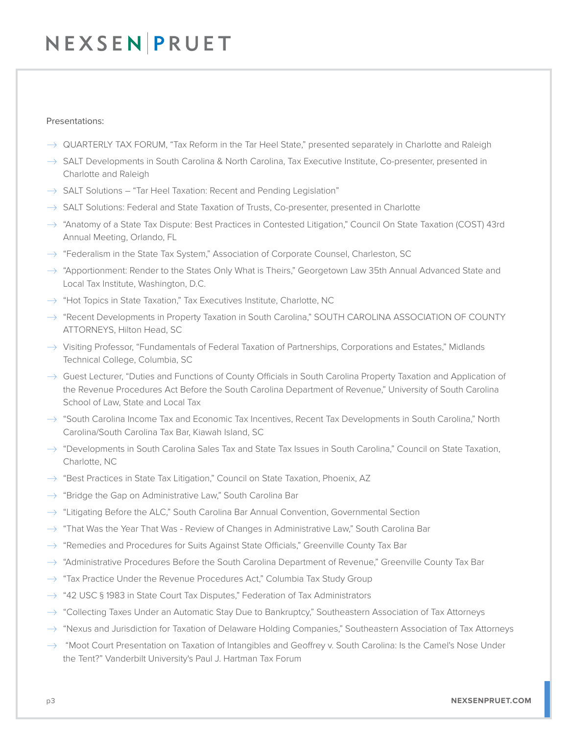Presentations:

- QUARTERLY TAX FORUM, “Tax Reform in the Tar Heel State,” presented separately in Charlotte and Raleigh
- SALT Developments in South Carolina & North Carolina, Tax Executive Institute, Co-presenter, presented in Charlotte and Raleigh
- SALT Solutions – “Tar Heel Taxation: Recent and Pending Legislation”
- SALT Solutions: Federal and State Taxation of Trusts, Co-presenter, presented in Charlotte
- “Anatomy of a State Tax Dispute: Best Practices in Contested Litigation,” Council On State Taxation (COST) 43rd Annual Meeting, Orlando, FL
- “Federalism in the State Tax System,” Association of Corporate Counsel, Charleston, SC
- “Apportionment: Render to the States Only What is Theirs,” Georgetown Law 35th Annual Advanced State and Local Tax Institute, Washington, D.C.
- “Hot Topics in State Taxation,” Tax Executives Institute, Charlotte, NC
- “Recent Developments in Property Taxation in South Carolina,” SOUTH CAROLINA ASSOCIATION OF COUNTY ATTORNEYS, Hilton Head, SC
- Visiting Professor, “Fundamentals of Federal Taxation of Partnerships, Corporations and Estates,” Midlands Technical College, Columbia, SC
- Guest Lecturer, “Duties and Functions of County Officials in South Carolina Property Taxation and Application of the Revenue Procedures Act Before the South Carolina Department of Revenue,” University of South Carolina School of Law, State and Local Tax
- “South Carolina Income Tax and Economic Tax Incentives, Recent Tax Developments in South Carolina,” North Carolina/South Carolina Tax Bar, Kiawah Island, SC
- “Developments in South Carolina Sales Tax and State Tax Issues in South Carolina,” Council on State Taxation, Charlotte, NC
- “Best Practices in State Tax Litigation,” Council on State Taxation, Phoenix, AZ
- “Bridge the Gap on Administrative Law,” South Carolina Bar
- “Litigating Before the ALC,” South Carolina Bar Annual Convention, Governmental Section
- “That Was the Year That Was - Review of Changes in Administrative Law,” South Carolina Bar
- “Remedies and Procedures for Suits Against State Officials,” Greenville County Tax Bar
- “Administrative Procedures Before the South Carolina Department of Revenue,” Greenville County Tax Bar
- “Tax Practice Under the Revenue Procedures Act,” Columbia Tax Study Group
- “42 USC § 1983 in State Court Tax Disputes,” Federation of Tax Administrators
- “Collecting Taxes Under an Automatic Stay Due to Bankruptcy,” Southeastern Association of Tax Attorneys
- “Nexus and Jurisdiction for Taxation of Delaware Holding Companies,” Southeastern Association of Tax Attorneys
- “Moot Court Presentation on Taxation of Intangibles and Geoffrey v. South Carolina: Is the Camel's Nose Under the Tent?” Vanderbilt University's Paul J. Hartman Tax Forum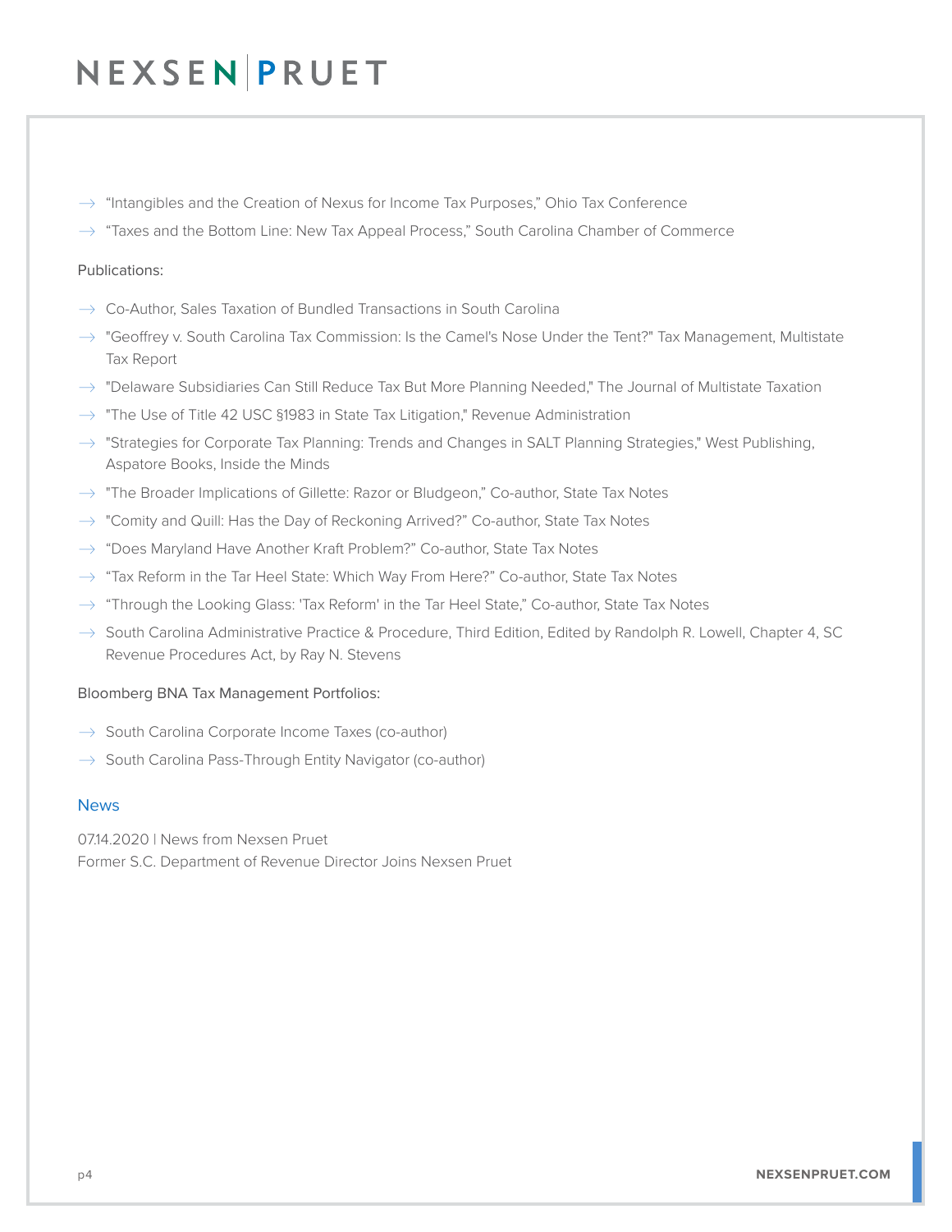- "Intangibles and the Creation of Nexus for Income Tax Purposes," Ohio Tax Conference
- "Taxes and the Bottom Line: New Tax Appeal Process," South Carolina Chamber of Commerce

Publications:

- Co-Author, Sales Taxation of Bundled Transactions in South Carolina
- "Geoffrey v. South Carolina Tax Commission: Is the Camel's Nose Under the Tent?" Tax Management, Multistate Tax Report
- "Delaware Subsidiaries Can Still Reduce Tax But More Planning Needed," The Journal of Multistate Taxation
- "The Use of Title 42 USC §1983 in State Tax Litigation," Revenue Administration
- "Strategies for Corporate Tax Planning: Trends and Changes in SALT Planning Strategies," West Publishing, Aspatore Books, Inside the Minds
- "The Broader Implications of Gillette: Razor or Bludgeon," Co-author, State Tax Notes
- "Comity and Quill: Has the Day of Reckoning Arrived?" Co-author, State Tax Notes
- "Does Maryland Have Another Kraft Problem?" Co-author, State Tax Notes
- "Tax Reform in the Tar Heel State: Which Way From Here?" Co-author, State Tax Notes
- "Through the Looking Glass: 'Tax Reform' in the Tar Heel State," Co-author, State Tax Notes
- South Carolina Administrative Practice & Procedure, Third Edition, Edited by Randolph R. Lowell, Chapter 4, SC Revenue Procedures Act, by Ray N. Stevens

Bloomberg BNA Tax Management Portfolios:

- South Carolina Corporate Income Taxes (co-author)
- South Carolina Pass-Through Entity Navigator (co-author)

## News

07.14.2020 | News from Nexsen Pruet
Former S.C. Department of Revenue Director Joins Nexsen Pruet